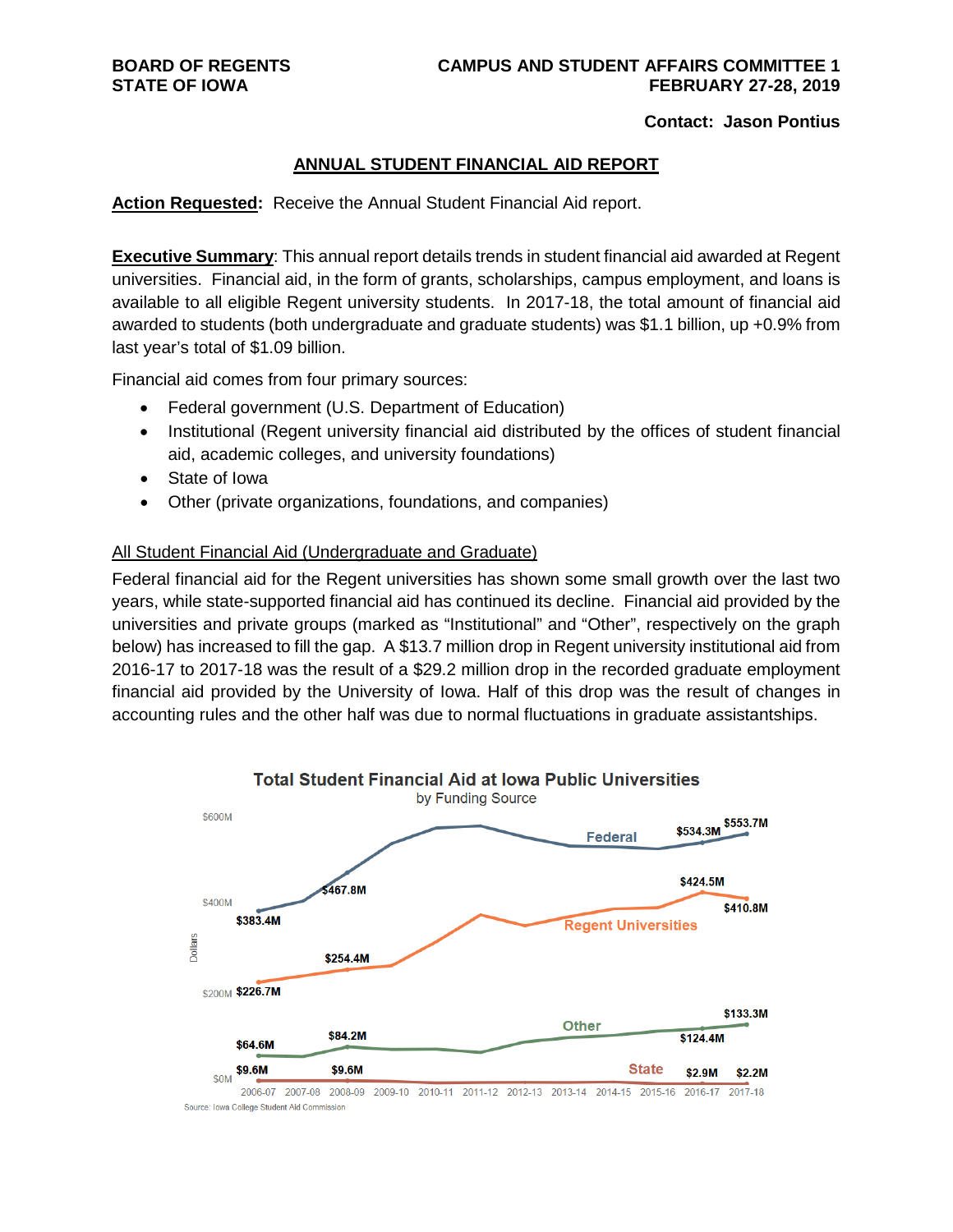**BOARD OF REGENTS**
**STATE OF IOWA**

**CAMPUS AND STUDENT AFFAIRS COMMITTEE 1**
**FEBRUARY 27-28, 2019**

**Contact: Jason Pontius**

## ANNUAL STUDENT FINANCIAL AID REPORT

**Action Requested:** Receive the Annual Student Financial Aid report.

**Executive Summary**: This annual report details trends in student financial aid awarded at Regent universities. Financial aid, in the form of grants, scholarships, campus employment, and loans is available to all eligible Regent university students. In 2017-18, the total amount of financial aid awarded to students (both undergraduate and graduate students) was $1.1 billion, up +0.9% from last year's total of $1.09 billion.

Financial aid comes from four primary sources:

- Federal government (U.S. Department of Education)
- Institutional (Regent university financial aid distributed by the offices of student financial aid, academic colleges, and university foundations)
- State of Iowa
- Other (private organizations, foundations, and companies)

### All Student Financial Aid (Undergraduate and Graduate)

Federal financial aid for the Regent universities has shown some small growth over the last two years, while state-supported financial aid has continued its decline. Financial aid provided by the universities and private groups (marked as "Institutional" and "Other", respectively on the graph below) has increased to fill the gap. A $13.7 million drop in Regent university institutional aid from 2016-17 to 2017-18 was the result of a $29.2 million drop in the recorded graduate employment financial aid provided by the University of Iowa. Half of this drop was the result of changes in accounting rules and the other half was due to normal fluctuations in graduate assistantships.

**Total Student Financial Aid at Iowa Public Universities**
by Funding Source

| Funding Source | 2006-07 | 2008-09 | 2016-17 | 2017-18 |
|---|---|---|---|---|
| Federal | $383.4M | $467.8M | $534.3M | $553.7M |
| Regent Universities | $226.7M | $254.4M | $424.5M | $410.8M |
| Other | $64.6M | $84.2M | $124.4M | $133.3M |
| State | $9.6M | $9.6M | $2.9M | $2.2M |

Source: Iowa College Student Aid Commission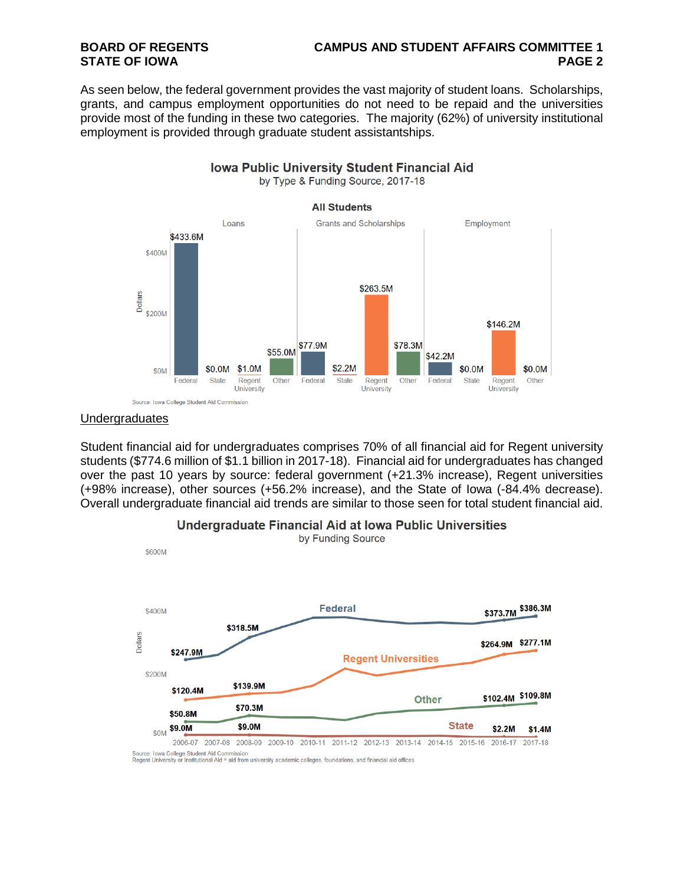As seen below, the federal government provides the vast majority of student loans. Scholarships, grants, and campus employment opportunities do not need to be repaid and the universities provide most of the funding in these two categories. The majority (62%) of university institutional employment is provided through graduate student assistantships.

**Iowa Public University Student Financial Aid**
by Type & Funding Source, 2017-18

**All Students**

| | Federal | State | Regent University | Other |
|---|---|---|---|---|
| Loans | $433.6M | $0.0M | $1.0M | $55.0M |
| Grants and Scholarships | $77.9M | $2.2M | $263.5M | $78.3M |
| Employment | $42.2M | $0.0M | $146.2M | $0.0M |

Source: Iowa College Student Aid Commission

<u>Undergraduates</u>

Student financial aid for undergraduates comprises 70% of all financial aid for Regent university students ($774.6 million of $1.1 billion in 2017-18). Financial aid for undergraduates has changed over the past 10 years by source: federal government (+21.3% increase), Regent universities (+98% increase), other sources (+56.2% increase), and the State of Iowa (-84.4% decrease). Overall undergraduate financial aid trends are similar to those seen for total student financial aid.

**Undergraduate Financial Aid at Iowa Public Universities**
by Funding Source

| Source | 2006-07 | 2008-09 | 2016-17 | 2017-18 |
|---|---|---|---|---|
| Federal | $247.9M | $318.5M | $373.7M | $386.3M |
| Regent Universities | $120.4M | $139.9M | $264.9M | $277.1M |
| Other | $50.8M | $70.3M | $102.4M | $109.8M |
| State | $9.0M | $9.0M | $2.2M | $1.4M |

Source: Iowa College Student Aid Commission
Regent University or Institutional Aid = aid from university academic colleges, foundations, and financial aid offices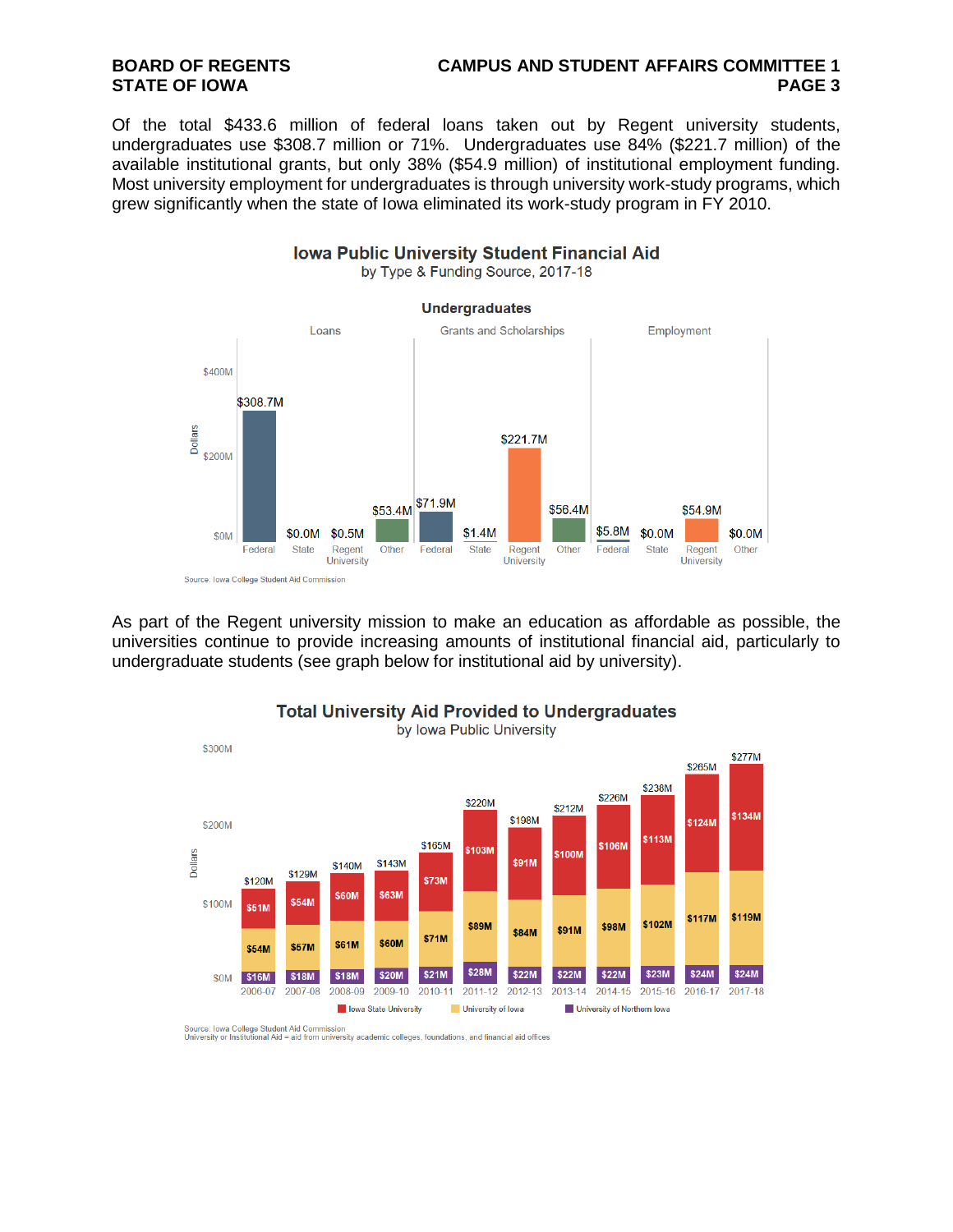Of the total $433.6 million of federal loans taken out by Regent university students, undergraduates use $308.7 million or 71%. Undergraduates use 84% ($221.7 million) of the available institutional grants, but only 38% ($54.9 million) of institutional employment funding. Most university employment for undergraduates is through university work-study programs, which grew significantly when the state of Iowa eliminated its work-study program in FY 2010.

**Iowa Public University Student Financial Aid**
by Type & Funding Source, 2017-18

**Undergraduates**

| Type | Federal | State | Regent University | Other |
|---|---|---|---|---|
| Loans | $308.7M | $0.0M | $0.5M | $53.4M |
| Grants and Scholarships | $71.9M | $1.4M | $221.7M | $56.4M |
| Employment | $5.8M | $0.0M | $54.9M | $0.0M |

Source: Iowa College Student Aid Commission

As part of the Regent university mission to make an education as affordable as possible, the universities continue to provide increasing amounts of institutional financial aid, particularly to undergraduate students (see graph below for institutional aid by university).

**Total University Aid Provided to Undergraduates**
by Iowa Public University

| Year | Iowa State University | University of Iowa | University of Northern Iowa | Total |
|---|---|---|---|---|
| 2006-07 | $51M | $54M | $16M | $120M |
| 2007-08 | $54M | $57M | $18M | $129M |
| 2008-09 | $60M | $61M | $18M | $140M |
| 2009-10 | $63M | $60M | $20M | $143M |
| 2010-11 | $73M | $71M | $21M | $165M |
| 2011-12 | $103M | $89M | $28M | $220M |
| 2012-13 | $91M | $84M | $22M | $198M |
| 2013-14 | $100M | $91M | $22M | $212M |
| 2014-15 | $106M | $98M | $22M | $226M |
| 2015-16 | $113M | $102M | $23M | $238M |
| 2016-17 | $124M | $117M | $24M | $265M |
| 2017-18 | $134M | $119M | $24M | $277M |

Source: Iowa College Student Aid Commission
University or Institutional Aid = aid from university academic colleges, foundations, and financial aid offices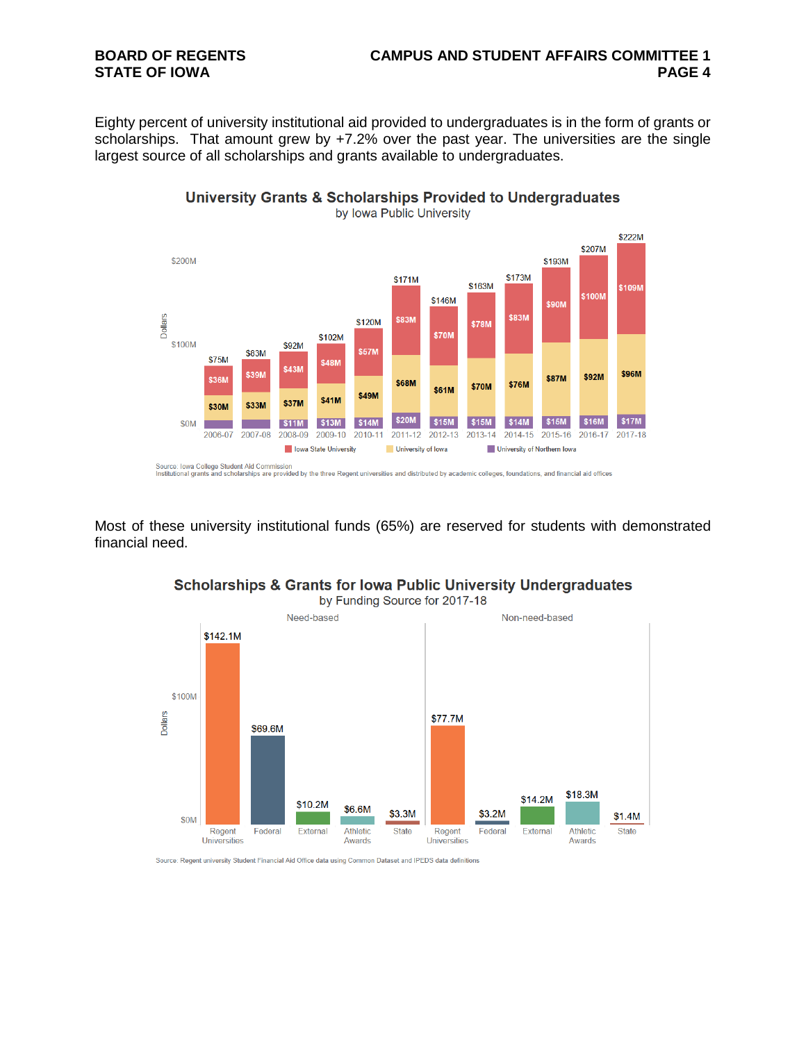Eighty percent of university institutional aid provided to undergraduates is in the form of grants or scholarships. That amount grew by +7.2% over the past year. The universities are the single largest source of all scholarships and grants available to undergraduates.

**University Grants & Scholarships Provided to Undergraduates**
by Iowa Public University

| Year | Iowa State University | University of Iowa | University of Northern Iowa | Total |
|---|---|---|---|---|
| 2006-07 | $36M | $30M | | $75M |
| 2007-08 | $39M | $33M | | $83M |
| 2008-09 | $43M | $37M | $11M | $92M |
| 2009-10 | $48M | $41M | $13M | $102M |
| 2010-11 | $57M | $49M | $14M | $120M |
| 2011-12 | $83M | $68M | $20M | $171M |
| 2012-13 | $70M | $61M | $15M | $146M |
| 2013-14 | $78M | $70M | $15M | $163M |
| 2014-15 | $83M | $76M | $14M | $173M |
| 2015-16 | $90M | $87M | $15M | $193M |
| 2016-17 | $100M | $92M | $16M | $207M |
| 2017-18 | $109M | $96M | $17M | $222M |

Source: Iowa College Student Aid Commission
Institutional grants and scholarships are provided by the three Regent universities and distributed by academic colleges, foundations, and financial aid offices

Most of these university institutional funds (65%) are reserved for students with demonstrated financial need.

**Scholarships & Grants for Iowa Public University Undergraduates**
by Funding Source for 2017-18

| Funding Source | Need-based | Non-need-based |
|---|---|---|
| Regent Universities | $142.1M | $77.7M |
| Federal | $69.6M | $3.2M |
| External | $10.2M | $14.2M |
| Athletic Awards | $6.6M | $18.3M |
| State | $3.3M | $1.4M |

Source: Regent university Student Financial Aid Office data using Common Dataset and IPEDS data definitions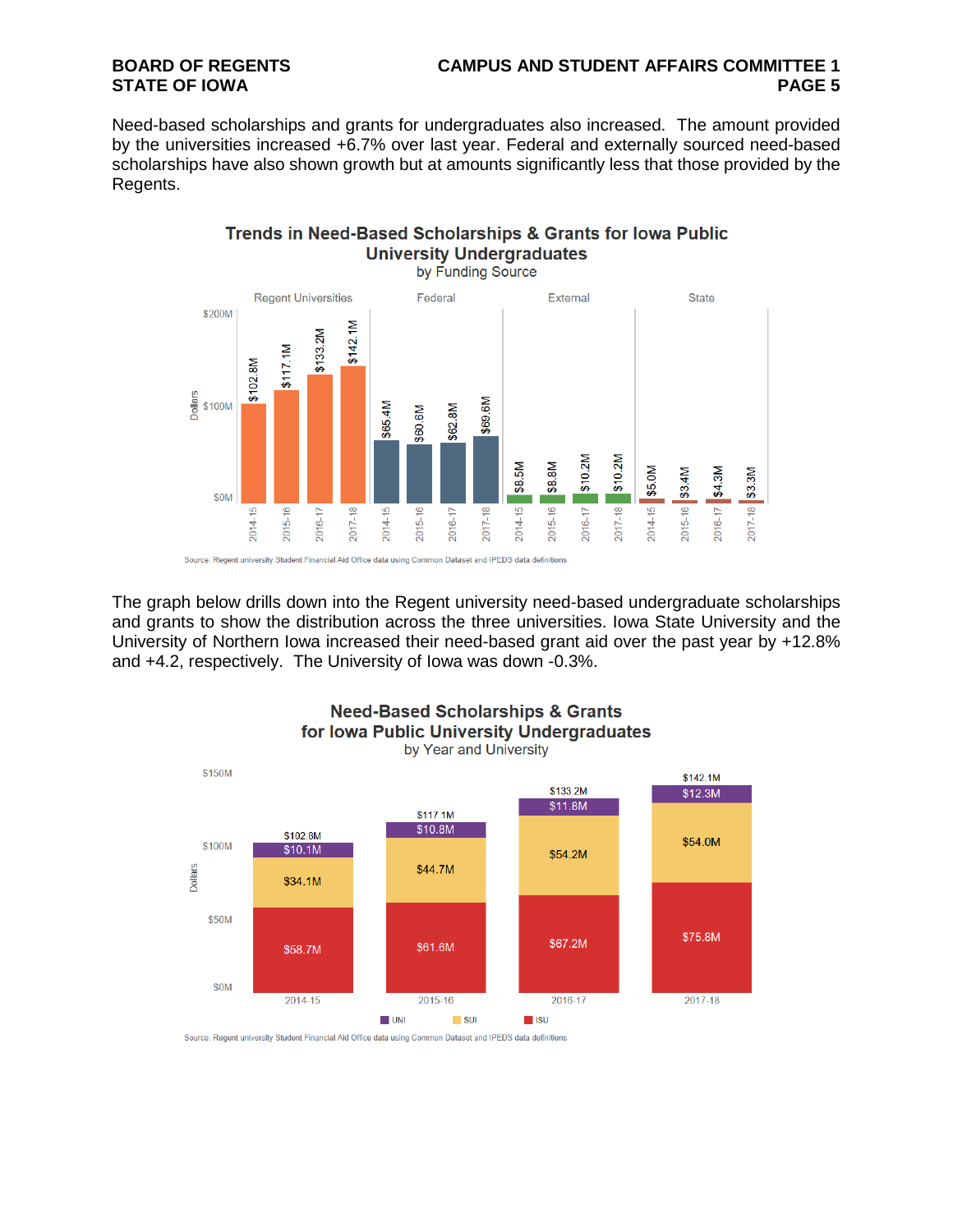Need-based scholarships and grants for undergraduates also increased. The amount provided by the universities increased +6.7% over last year. Federal and externally sourced need-based scholarships have also shown growth but at amounts significantly less that those provided by the Regents.

**Trends in Need-Based Scholarships & Grants for Iowa Public University Undergraduates**
by Funding Source

| Year | Regent Universities | Federal | External | State |
|---|---|---|---|---|
| 2014-15 | $102.8M | $65.4M | $8.5M | $5.0M |
| 2015-16 | $117.1M | $60.6M | $8.8M | $3.4M |
| 2016-17 | $133.2M | $62.8M | $10.2M | $4.3M |
| 2017-18 | $142.1M | $69.6M | $10.2M | $3.3M |

Source: Regent university Student Financial Aid Office data using Common Dataset and IPEDS data definitions

The graph below drills down into the Regent university need-based undergraduate scholarships and grants to show the distribution across the three universities. Iowa State University and the University of Northern Iowa increased their need-based grant aid over the past year by +12.8% and +4.2, respectively. The University of Iowa was down -0.3%.

**Need-Based Scholarships & Grants for Iowa Public University Undergraduates**
by Year and University

| Year | UNI | SUI | ISU | Total |
|---|---|---|---|---|
| 2014-15 | $10.1M | $34.1M | $58.7M | $102.8M |
| 2015-16 | $10.8M | $44.7M | $61.6M | $117.1M |
| 2016-17 | $11.8M | $54.2M | $67.2M | $133.2M |
| 2017-18 | $12.3M | $54.0M | $75.8M | $142.1M |

Source: Regent university Student Financial Aid Office data using Common Dataset and IPEDS data definitions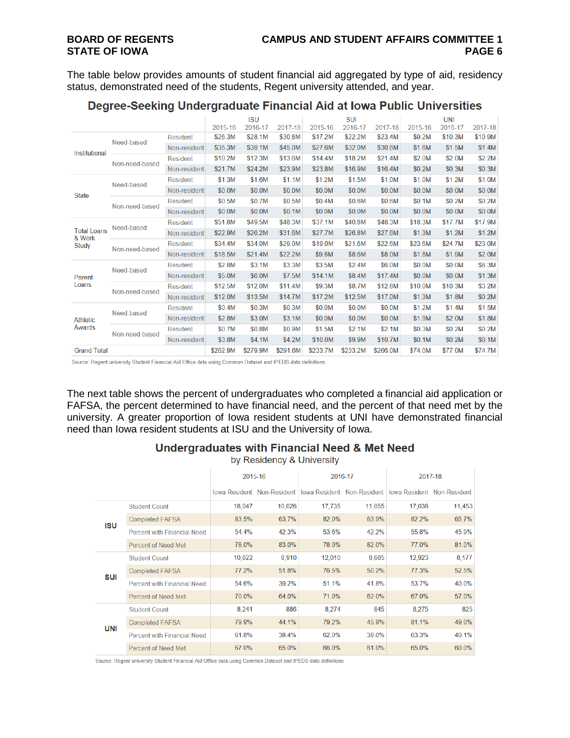The table below provides amounts of student financial aid aggregated by type of aid, residency status, demonstrated need of the students, Regent university attended, and year.

## Degree-Seeking Undergraduate Financial Aid at Iowa Public Universities

| | | | ISU | | | SUI | | | UNI | | |
|---|---|---|---|---|---|---|---|---|---|---|---|
| | | | 2015-16 | 2016-17 | 2017-18 | 2015-16 | 2016-17 | 2017-18 | 2015-16 | 2016-17 | 2017-18 |
| Institutional | Need-based | Resident | $26.3M | $28.1M | $30.8M | $17.2M | $22.2M | $23.4M | $9.2M | $10.3M | $10.9M |
| | | Non-resident | $35.3M | $39.1M | $45.0M | $27.6M | $32.0M | $30.6M | $1.6M | $1.5M | $1.4M |
| | Non-need-based | Resident | $10.2M | $12.3M | $13.6M | $14.4M | $18.2M | $21.4M | $2.0M | $2.0M | $2.2M |
| | | Non-resident | $21.7M | $24.2M | $23.9M | $23.8M | $16.9M | $16.4M | $0.2M | $0.3M | $0.3M |
| State | Need-based | Resident | $1.3M | $1.6M | $1.1M | $1.2M | $1.5M | $1.0M | $1.0M | $1.2M | $1.0M |
| | | Non-resident | $0.0M | $0.0M | $0.0M | $0.0M | $0.0M | $0.0M | $0.0M | $0.0M | $0.0M |
| | Non-need-based | Resident | $0.5M | $0.7M | $0.5M | $0.4M | $0.6M | $0.6M | $0.1M | $0.2M | $0.2M |
| | | Non-resident | $0.0M | $0.0M | $0.1M | $0.0M | $0.0M | $0.0M | $0.0M | $0.0M | $0.0M |
| Total Loans & Work Study | Need-based | Resident | $51.8M | $49.5M | $48.3M | $37.1M | $40.8M | $48.3M | $18.3M | $17.7M | $17.9M |
| | | Non-resident | $22.9M | $26.2M | $31.6M | $27.7M | $26.8M | $27.6M | $1.3M | $1.2M | $1.2M |
| | Non-need-based | Resident | $34.4M | $34.0M | $29.0M | $19.0M | $21.6M | $22.6M | $23.6M | $24.7M | $23.0M |
| | | Non-resident | $18.5M | $21.4M | $22.2M | $9.8M | $8.6M | $8.0M | $1.8M | $1.9M | $2.0M |
| Parent Loans | Need-based | Resident | $2.8M | $3.1M | $3.3M | $3.5M | $2.4M | $6.0M | $0.0M | $0.0M | $6.3M |
| | | Non-resident | $5.0M | $6.0M | $7.5M | $14.1M | $8.4M | $17.4M | $0.0M | $0.0M | $1.3M |
| | Non-need-based | Resident | $12.5M | $12.0M | $11.4M | $9.3M | $8.7M | $12.8M | $10.0M | $10.3M | $3.2M |
| | | Non-resident | $12.0M | $13.5M | $14.7M | $17.2M | $12.5M | $17.0M | $1.3M | $1.8M | $0.2M |
| Athletic Awards | Need-based | Resident | $0.4M | $0.3M | $0.3M | $0.0M | $0.0M | $0.0M | $1.2M | $1.4M | $1.5M |
| | | Non-resident | $2.8M | $3.0M | $3.1M | $0.0M | $0.0M | $0.0M | $1.9M | $2.0M | $1.8M |
| | Non-need-based | Resident | $0.7M | $0.8M | $0.9M | $1.5M | $2.1M | $2.1M | $0.3M | $0.2M | $0.2M |
| | | Non-resident | $3.8M | $4.1M | $4.2M | $10.0M | $9.9M | $10.7M | $0.1M | $0.2M | $0.1M |
| Grand Total | | | $262.9M | $279.9M | $291.6M | $233.7M | $233.2M | $266.0M | $74.0M | $77.0M | $74.7M |

Source: Regent university Student Financial Aid Office data using Common Dataset and IPEDS data definitions.

The next table shows the percent of undergraduates who completed a financial aid application or FAFSA, the percent determined to have financial need, and the percent of that need met by the university. A greater proportion of Iowa resident students at UNI have demonstrated financial need than Iowa resident students at ISU and the University of Iowa.

## Undergraduates with Financial Need & Met Need

by Residency & University

| | | 2015-16 | | 2016-17 | | 2017-18 | |
|---|---|---|---|---|---|---|---|
| | | Iowa Resident | Non-Resident | Iowa Resident | Non-Resident | Iowa Resident | Non-Resident |
| ISU | Student Count | 18,047 | 10,026 | 17,735 | 11,055 | 17,038 | 11,453 |
| | Completed FAFSA | 83.5% | 63.7% | 82.0% | 63.9% | 82.2% | 65.7% |
| | Percent with Financial Need | 54.4% | 42.3% | 53.6% | 42.2% | 55.8% | 45.9% |
| | Percent of Need Met | 78.0% | 83.0% | 78.0% | 82.0% | 77.0% | 81.0% |
| SUI | Student Count | 10,822 | 8,910 | 12,010 | 8,685 | 12,923 | 8,177 |
| | Completed FAFSA | 77.2% | 51.8% | 76.5% | 50.2% | 77.3% | 52.5% |
| | Percent with Financial Need | 54.6% | 39.2% | 51.1% | 41.8% | 53.7% | 40.0% |
| | Percent of Need Met | 70.0% | 64.0% | 71.0% | 62.0% | 67.0% | 57.0% |
| UNI | Student Count | 8,241 | 886 | 8,274 | 845 | 8,275 | 825 |
| | Completed FAFSA | 79.9% | 44.1% | 79.2% | 45.9% | 81.1% | 49.0% |
| | Percent with Financial Need | 61.8% | 38.4% | 62.0% | 38.0% | 63.3% | 40.1% |
| | Percent of Need Met | 67.0% | 65.0% | 66.0% | 61.0% | 65.0% | 60.0% |

Source: Regent university Student Financial Aid Office data using Common Dataset and IPEDS data definitions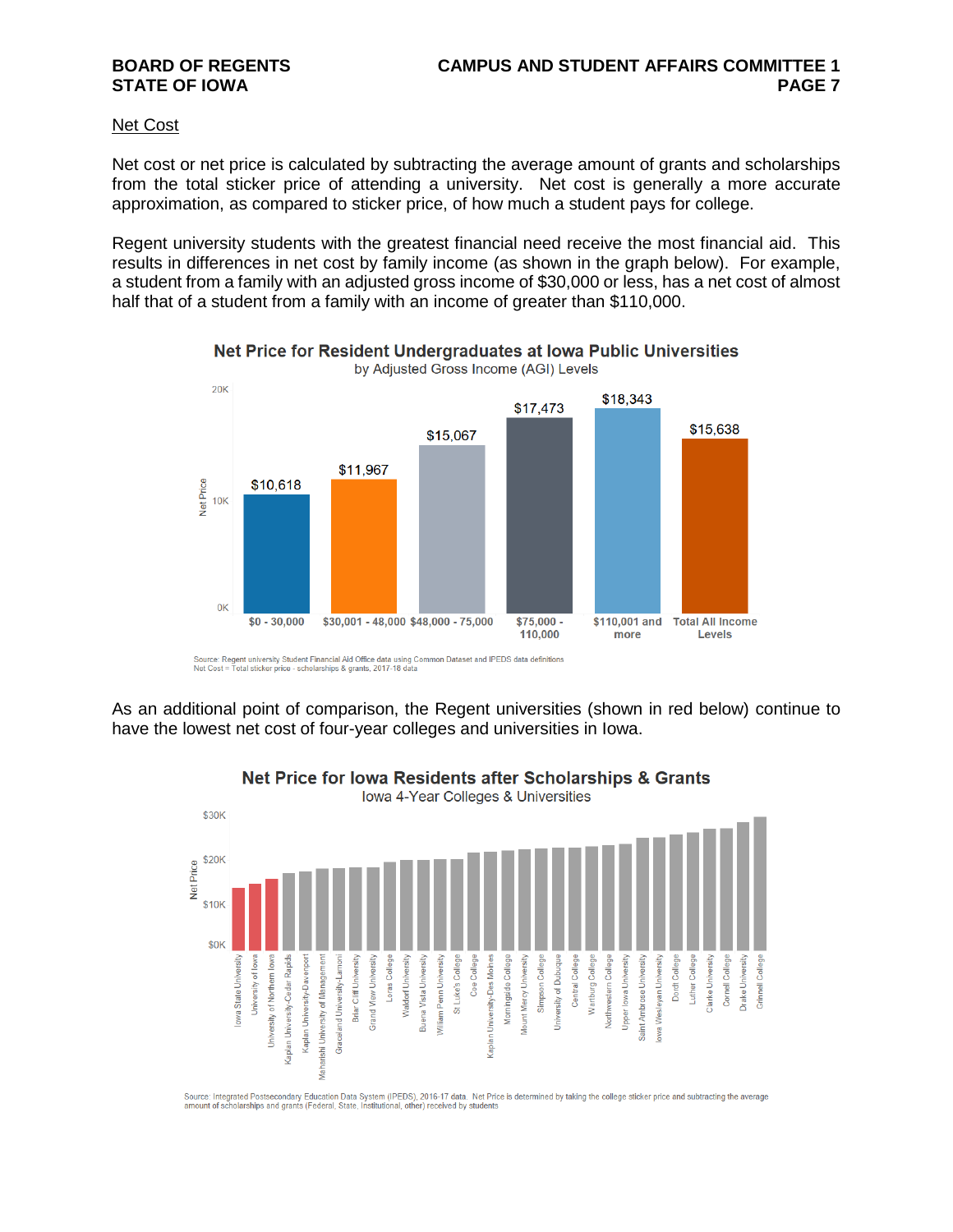## Net Cost

Net cost or net price is calculated by subtracting the average amount of grants and scholarships from the total sticker price of attending a university. Net cost is generally a more accurate approximation, as compared to sticker price, of how much a student pays for college.

Regent university students with the greatest financial need receive the most financial aid. This results in differences in net cost by family income (as shown in the graph below). For example, a student from a family with an adjusted gross income of $30,000 or less, has a net cost of almost half that of a student from a family with an income of greater than $110,000.

**Net Price for Resident Undergraduates at Iowa Public Universities**
by Adjusted Gross Income (AGI) Levels

| AGI Level | Net Price |
|---|---|
| $0 - 30,000 | $10,618 |
| $30,001 - 48,000 | $11,967 |
| $48,000 - 75,000 | $15,067 |
| $75,000 - 110,000 | $17,473 |
| $110,001 and more | $18,343 |
| Total All Income Levels | $15,638 |

Source: Regent university Student Financial Aid Office data using Common Dataset and IPEDS data definitions
Net Cost = Total sticker price - scholarships & grants, 2017-18 data

As an additional point of comparison, the Regent universities (shown in red below) continue to have the lowest net cost of four-year colleges and universities in Iowa.

**Net Price for Iowa Residents after Scholarships & Grants**
Iowa 4-Year Colleges & Universities

Institutions shown (lowest to highest net price): Iowa State University, University of Iowa, University of Northern Iowa, Kaplan University-Cedar Rapids, Kaplan University-Davenport, Maharishi University of Management, Graceland University-Lamoni, Briar Cliff University, Grand View University, Loras College, Waldorf University, Buena Vista University, William Penn University, St Luke's College, Coe College, Kaplan University-Des Moines, Morningside College, Mount Mercy University, Simpson College, University of Dubuque, Central College, Wartburg College, Northwestern College, Upper Iowa University, Saint Ambrose University, Iowa Wesleyan University, Dordt College, Luther College, Clarke University, Cornell College, Drake University, Grinnell College

Source: Integrated Postsecondary Education Data System (IPEDS), 2016-17 data. Net Price is determined by taking the college sticker price and subtracting the average amount of scholarships and grants (Federal, State, Institutional, other) received by students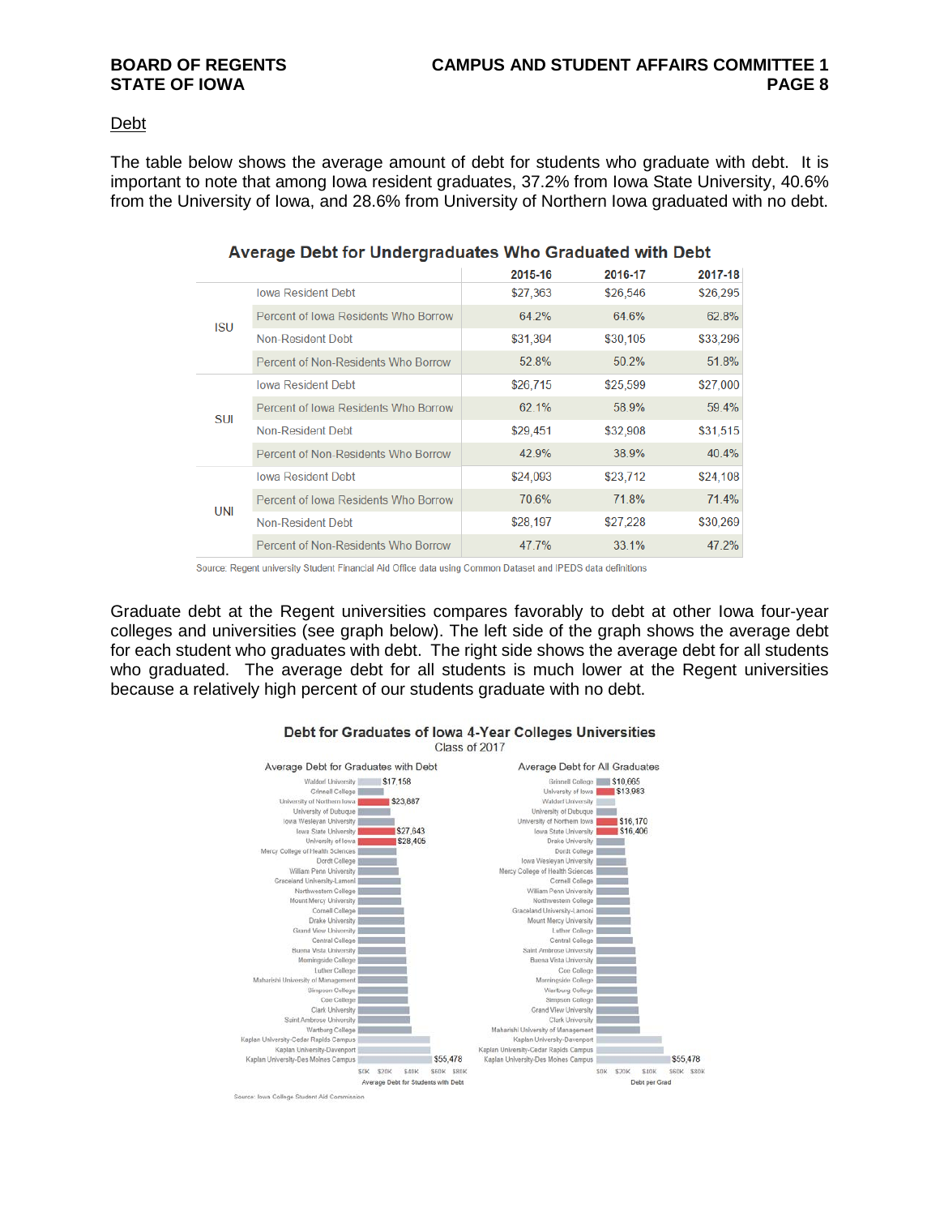## Debt

The table below shows the average amount of debt for students who graduate with debt. It is important to note that among Iowa resident graduates, 37.2% from Iowa State University, 40.6% from the University of Iowa, and 28.6% from University of Northern Iowa graduated with no debt.

**Average Debt for Undergraduates Who Graduated with Debt**

| | | 2015-16 | 2016-17 | 2017-18 |
|---|---|---|---|---|
| ISU | Iowa Resident Debt | $27,363 | $26,546 | $26,295 |
| | Percent of Iowa Residents Who Borrow | 64.2% | 64.6% | 62.8% |
| | Non-Resident Debt | $31,394 | $30,105 | $33,296 |
| | Percent of Non-Residents Who Borrow | 52.8% | 50.2% | 51.8% |
| SUI | Iowa Resident Debt | $26,715 | $25,599 | $27,000 |
| | Percent of Iowa Residents Who Borrow | 62.1% | 58.9% | 59.4% |
| | Non-Resident Debt | $29,451 | $32,908 | $31,515 |
| | Percent of Non-Residents Who Borrow | 42.9% | 38.9% | 40.4% |
| UNI | Iowa Resident Debt | $24,093 | $23,712 | $24,108 |
| | Percent of Iowa Residents Who Borrow | 70.6% | 71.8% | 71.4% |
| | Non-Resident Debt | $28,197 | $27,228 | $30,269 |
| | Percent of Non-Residents Who Borrow | 47.7% | 33.1% | 47.2% |

Source: Regent university Student Financial Aid Office data using Common Dataset and IPEDS data definitions

Graduate debt at the Regent universities compares favorably to debt at other Iowa four-year colleges and universities (see graph below). The left side of the graph shows the average debt for each student who graduates with debt. The right side shows the average debt for all students who graduated. The average debt for all students is much lower at the Regent universities because a relatively high percent of our students graduate with no debt.

**Debt for Graduates of Iowa 4-Year Colleges Universities**
Class of 2017

Average Debt for Graduates with Debt: Waldorf University $17,158; Grinnell College; University of Northern Iowa $23,887; University of Dubuque; Iowa Wesleyan University; Iowa State University $27,643; University of Iowa $28,405; Mercy College of Health Sciences; Dordt College; William Penn University; Graceland University-Lamoni; Northwestern College; Mount Mercy University; Cornell College; Drake University; Grand View University; Central College; Buena Vista University; Morningside College; Luther College; Maharishi University of Management; Simpson College; Coe College; Clark University; Saint Ambrose University; Wartburg College; Kaplan University-Cedar Rapids Campus; Kaplan University-Davenport; Kaplan University-Des Moines Campus $55,478

Average Debt for All Graduates: Grinnell College $10,665; University of Iowa $13,983; Waldorf University; University of Dubuque; University of Northern Iowa $16,170; Iowa State University $16,406; Drake University; Dordt College; Iowa Wesleyan University; Mercy College of Health Sciences; Cornell College; William Penn University; Northwestern College; Graceland University-Lamoni; Mount Mercy University; Luther College; Central College; Saint Ambrose University; Buena Vista University; Coe College; Morningside College; Wartburg College; Simpson College; Grand View University; Clark University; Maharishi University of Management; Kaplan University-Davenport; Kaplan University-Cedar Rapids Campus; Kaplan University-Des Moines Campus $55,478

Source: Iowa College Student Aid Commission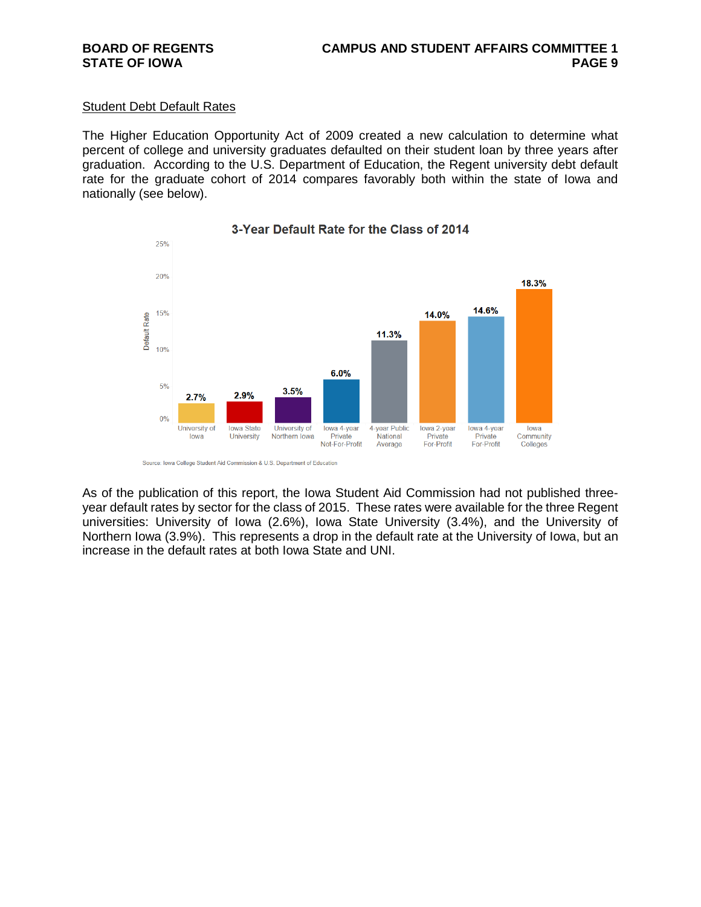Student Debt Default Rates

The Higher Education Opportunity Act of 2009 created a new calculation to determine what percent of college and university graduates defaulted on their student loan by three years after graduation. According to the U.S. Department of Education, the Regent university debt default rate for the graduate cohort of 2014 compares favorably both within the state of Iowa and nationally (see below).

**3-Year Default Rate for the Class of 2014**

| Institution / Sector | Default Rate |
| --- | --- |
| University of Iowa | 2.7% |
| Iowa State University | 2.9% |
| University of Northern Iowa | 3.5% |
| Iowa 4-year Private Not-For-Profit | 6.0% |
| 4-year Public National Average | 11.3% |
| Iowa 2-year Private For-Profit | 14.0% |
| Iowa 4-year Private For-Profit | 14.6% |
| Iowa Community Colleges | 18.3% |

Source: Iowa College Student Aid Commission & U.S. Department of Education

As of the publication of this report, the Iowa Student Aid Commission had not published three-year default rates by sector for the class of 2015. These rates were available for the three Regent universities: University of Iowa (2.6%), Iowa State University (3.4%), and the University of Northern Iowa (3.9%). This represents a drop in the default rate at the University of Iowa, but an increase in the default rates at both Iowa State and UNI.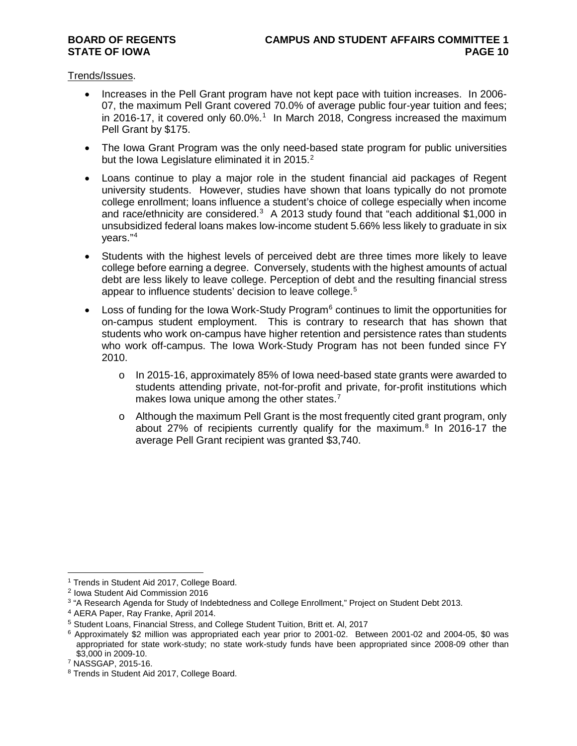Trends/Issues.

- Increases in the Pell Grant program have not kept pace with tuition increases. In 2006-07, the maximum Pell Grant covered 70.0% of average public four-year tuition and fees; in 2016-17, it covered only 60.0%.[1] In March 2018, Congress increased the maximum Pell Grant by $175.
- The Iowa Grant Program was the only need-based state program for public universities but the Iowa Legislature eliminated it in 2015.[2]
- Loans continue to play a major role in the student financial aid packages of Regent university students. However, studies have shown that loans typically do not promote college enrollment; loans influence a student's choice of college especially when income and race/ethnicity are considered.[3] A 2013 study found that "each additional $1,000 in unsubsidized federal loans makes low-income student 5.66% less likely to graduate in six years."[4]
- Students with the highest levels of perceived debt are three times more likely to leave college before earning a degree. Conversely, students with the highest amounts of actual debt are less likely to leave college. Perception of debt and the resulting financial stress appear to influence students' decision to leave college.[5]
- Loss of funding for the Iowa Work-Study Program[6] continues to limit the opportunities for on-campus student employment. This is contrary to research that has shown that students who work on-campus have higher retention and persistence rates than students who work off-campus. The Iowa Work-Study Program has not been funded since FY 2010.
  - In 2015-16, approximately 85% of Iowa need-based state grants were awarded to students attending private, not-for-profit and private, for-profit institutions which makes Iowa unique among the other states.[7]
  - Although the maximum Pell Grant is the most frequently cited grant program, only about 27% of recipients currently qualify for the maximum.[8] In 2016-17 the average Pell Grant recipient was granted $3,740.

---

[1] Trends in Student Aid 2017, College Board.

[2] Iowa Student Aid Commission 2016

[3] "A Research Agenda for Study of Indebtedness and College Enrollment," Project on Student Debt 2013.

[4] AERA Paper, Ray Franke, April 2014.

[5] Student Loans, Financial Stress, and College Student Tuition, Britt et. Al, 2017

[6] Approximately $2 million was appropriated each year prior to 2001-02. Between 2001-02 and 2004-05, $0 was appropriated for state work-study; no state work-study funds have been appropriated since 2008-09 other than $3,000 in 2009-10.

[7] NASSGAP, 2015-16.

[8] Trends in Student Aid 2017, College Board.